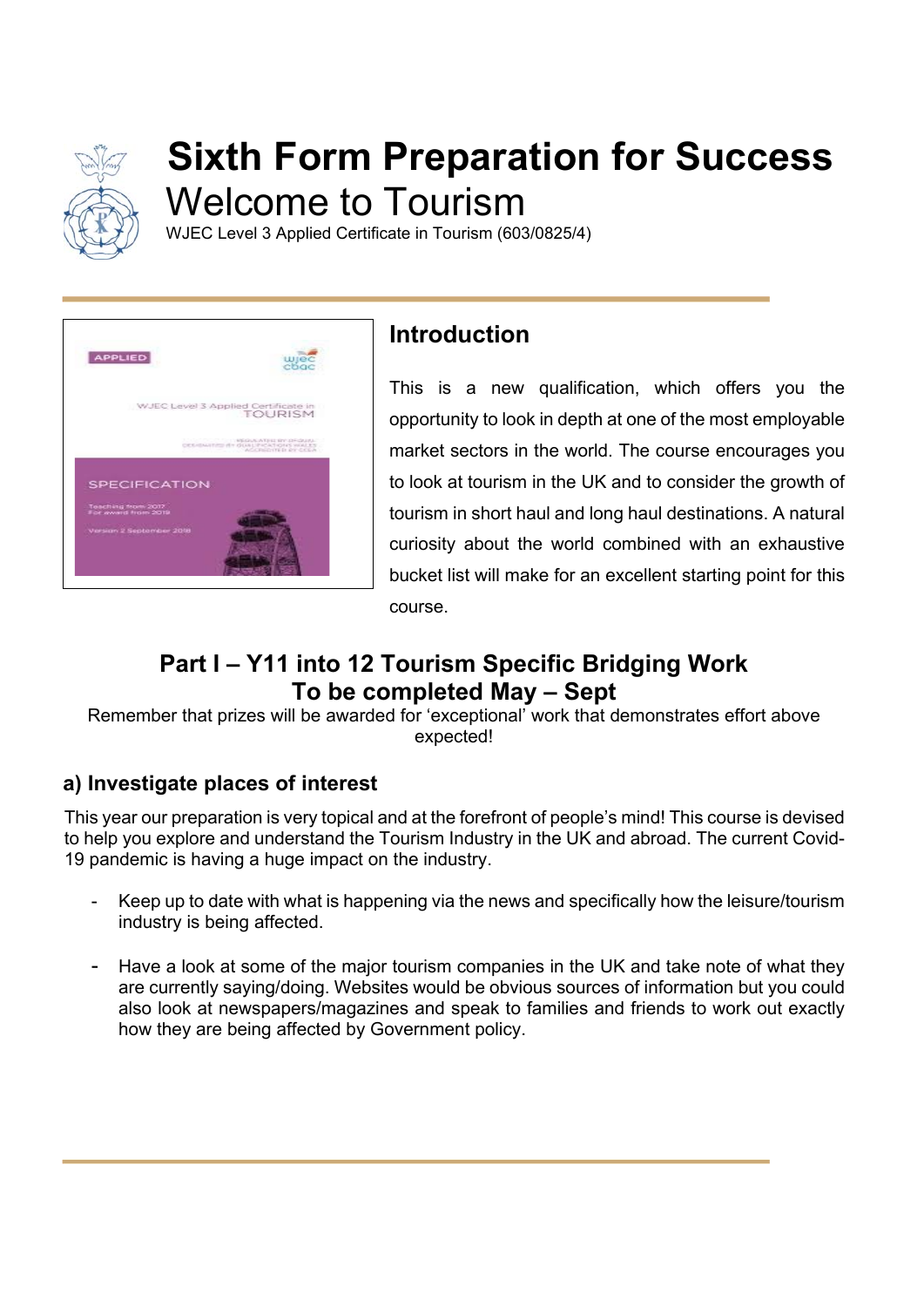# Sixth Form Preparation for Success

## Welcome to Tourism

WJEC Level 3 Applied Certificate in Tourism (603/0825/4)

## Introduction

This is a new qualification, which offers you the opportunity to look in depth at one of the most employable market sectors in the world. The course encourages you to look at tourism in the UK and to consider the growth of tourism in short haul and long haul destinations. A natural curiosity about the world combined with an exhaustive bucket list will make for an excellent starting point for this course.

## Part I – Y11 into 12 Tourism Specific Bridging Work
## To be completed May – Sept

Remember that prizes will be awarded for 'exceptional' work that demonstrates effort above expected!

### a) Investigate places of interest

This year our preparation is very topical and at the forefront of people's mind! This course is devised to help you explore and understand the Tourism Industry in the UK and abroad. The current Covid-19 pandemic is having a huge impact on the industry.

- Keep up to date with what is happening via the news and specifically how the leisure/tourism industry is being affected.

- Have a look at some of the major tourism companies in the UK and take note of what they are currently saying/doing. Websites would be obvious sources of information but you could also look at newspapers/magazines and speak to families and friends to work out exactly how they are being affected by Government policy.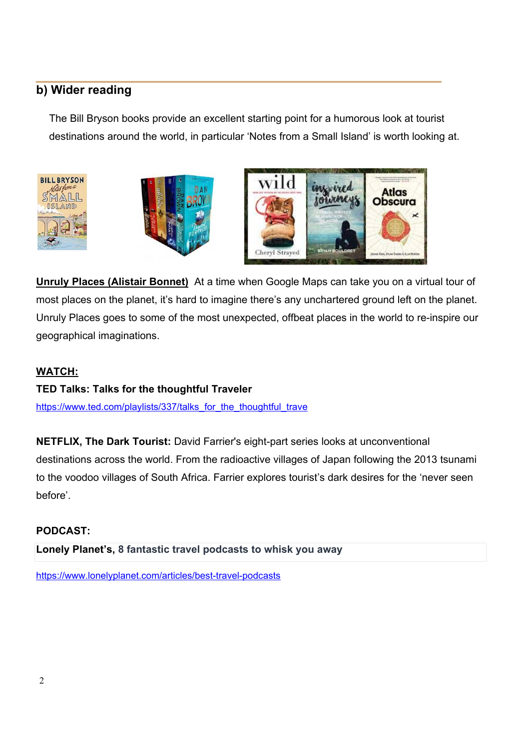## b) Wider reading

The Bill Bryson books provide an excellent starting point for a humorous look at tourist destinations around the world, in particular 'Notes from a Small Island' is worth looking at.

**Unruly Places (Alistair Bonnet)** At a time when Google Maps can take you on a virtual tour of most places on the planet, it's hard to imagine there's any unchartered ground left on the planet. Unruly Places goes to some of the most unexpected, offbeat places in the world to re-inspire our geographical imaginations.

**WATCH:**

**TED Talks: Talks for the thoughtful Traveler**

https://www.ted.com/playlists/337/talks_for_the_thoughtful_trave

**NETFLIX, The Dark Tourist:** David Farrier's eight-part series looks at unconventional destinations across the world. From the radioactive villages of Japan following the 2013 tsunami to the voodoo villages of South Africa. Farrier explores tourist's dark desires for the 'never seen before'.

**PODCAST:**

**Lonely Planet's, 8 fantastic travel podcasts to whisk you away**

https://www.lonelyplanet.com/articles/best-travel-podcasts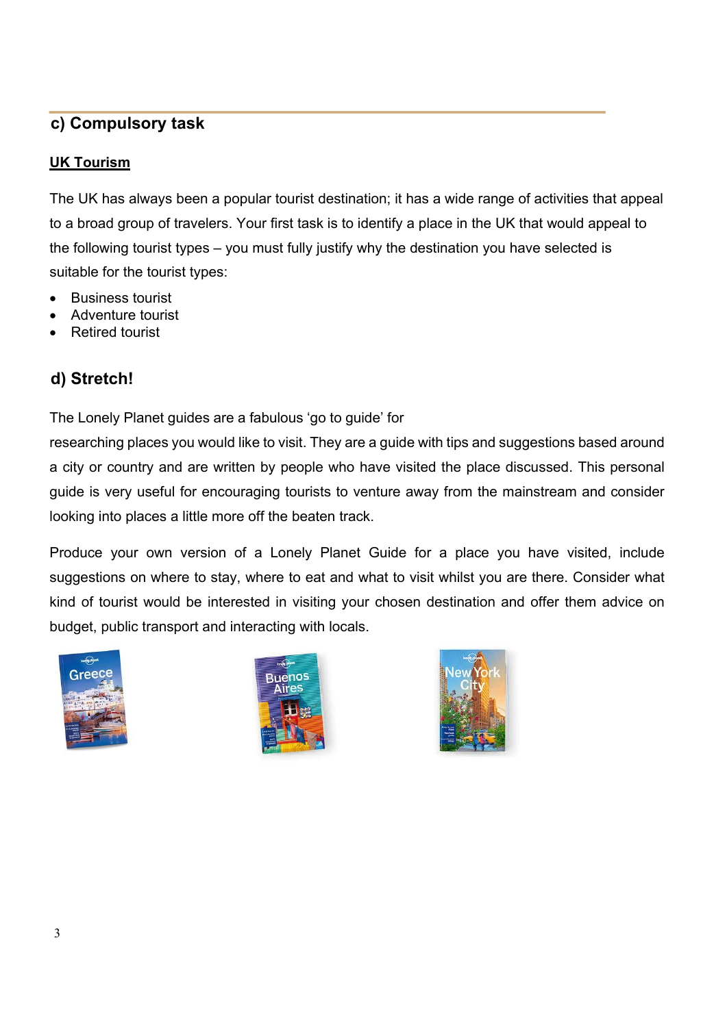## c) Compulsory task

**UK Tourism**

The UK has always been a popular tourist destination; it has a wide range of activities that appeal to a broad group of travelers. Your first task is to identify a place in the UK that would appeal to the following tourist types – you must fully justify why the destination you have selected is suitable for the tourist types:

- Business tourist
- Adventure tourist
- Retired tourist

## d) Stretch!

The Lonely Planet guides are a fabulous 'go to guide' for researching places you would like to visit. They are a guide with tips and suggestions based around a city or country and are written by people who have visited the place discussed. This personal guide is very useful for encouraging tourists to venture away from the mainstream and consider looking into places a little more off the beaten track.

Produce your own version of a Lonely Planet Guide for a place you have visited, include suggestions on where to stay, where to eat and what to visit whilst you are there. Consider what kind of tourist would be interested in visiting your chosen destination and offer them advice on budget, public transport and interacting with locals.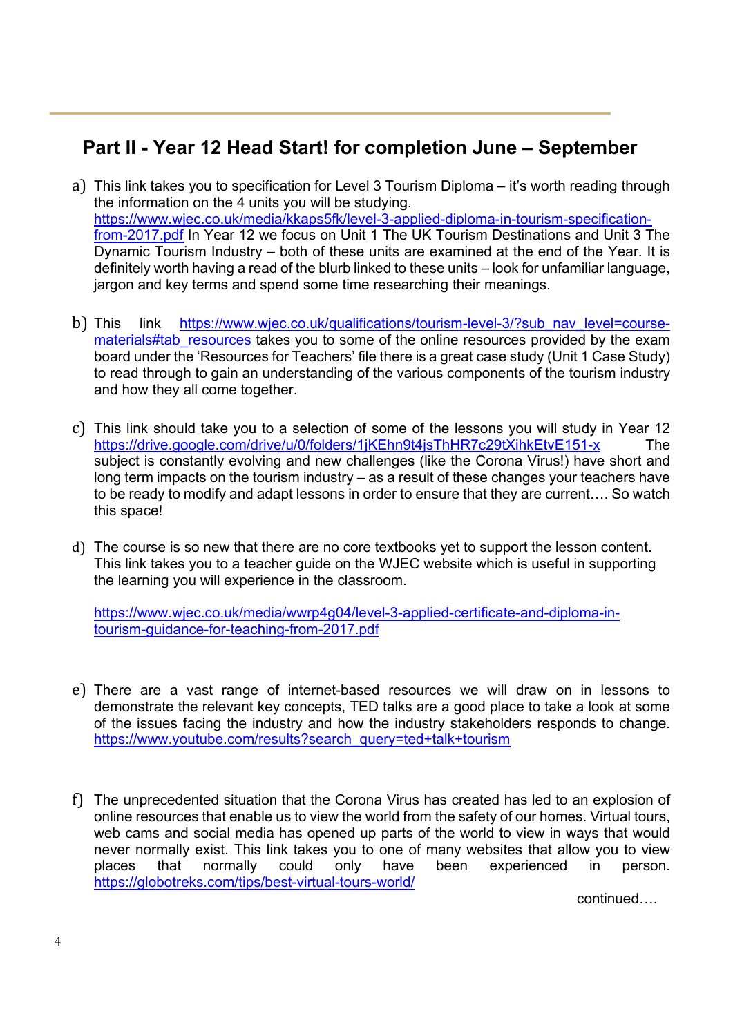## Part II - Year 12 Head Start! for completion June – September

a) This link takes you to specification for Level 3 Tourism Diploma – it's worth reading through the information on the 4 units you will be studying. https://www.wjec.co.uk/media/kkaps5fk/level-3-applied-diploma-in-tourism-specification-from-2017.pdf In Year 12 we focus on Unit 1 The UK Tourism Destinations and Unit 3 The Dynamic Tourism Industry – both of these units are examined at the end of the Year. It is definitely worth having a read of the blurb linked to these units – look for unfamiliar language, jargon and key terms and spend some time researching their meanings.

b) This link https://www.wjec.co.uk/qualifications/tourism-level-3/?sub_nav_level=course-materials#tab_resources takes you to some of the online resources provided by the exam board under the 'Resources for Teachers' file there is a great case study (Unit 1 Case Study) to read through to gain an understanding of the various components of the tourism industry and how they all come together.

c) This link should take you to a selection of some of the lessons you will study in Year 12 https://drive.google.com/drive/u/0/folders/1jKEhn9t4jsThHR7c29tXihkEtvE151-x The subject is constantly evolving and new challenges (like the Corona Virus!) have short and long term impacts on the tourism industry – as a result of these changes your teachers have to be ready to modify and adapt lessons in order to ensure that they are current…. So watch this space!

d) The course is so new that there are no core textbooks yet to support the lesson content. This link takes you to a teacher guide on the WJEC website which is useful in supporting the learning you will experience in the classroom.

   https://www.wjec.co.uk/media/wwrp4g04/level-3-applied-certificate-and-diploma-in-tourism-guidance-for-teaching-from-2017.pdf

e) There are a vast range of internet-based resources we will draw on in lessons to demonstrate the relevant key concepts, TED talks are a good place to take a look at some of the issues facing the industry and how the industry stakeholders responds to change. https://www.youtube.com/results?search_query=ted+talk+tourism

f) The unprecedented situation that the Corona Virus has created has led to an explosion of online resources that enable us to view the world from the safety of our homes. Virtual tours, web cams and social media has opened up parts of the world to view in ways that would never normally exist. This link takes you to one of many websites that allow you to view places that normally could only have been experienced in person. https://globotreks.com/tips/best-virtual-tours-world/

continued….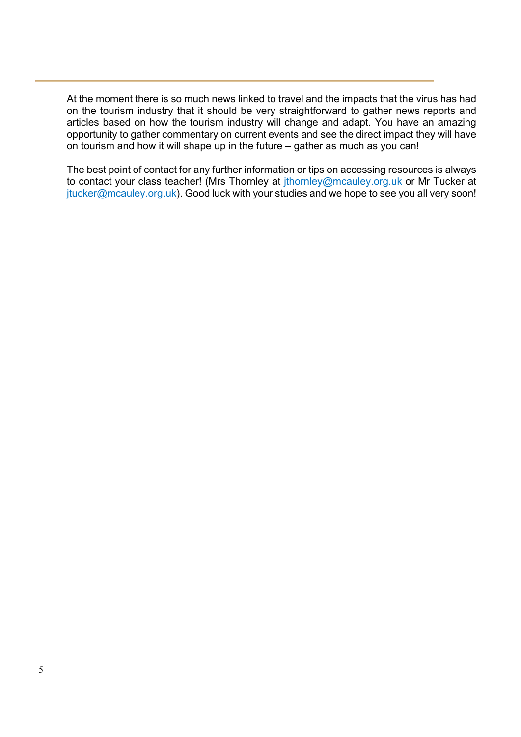At the moment there is so much news linked to travel and the impacts that the virus has had on the tourism industry that it should be very straightforward to gather news reports and articles based on how the tourism industry will change and adapt. You have an amazing opportunity to gather commentary on current events and see the direct impact they will have on tourism and how it will shape up in the future – gather as much as you can!

The best point of contact for any further information or tips on accessing resources is always to contact your class teacher! (Mrs Thornley at jthornley@mcauley.org.uk or Mr Tucker at jtucker@mcauley.org.uk). Good luck with your studies and we hope to see you all very soon!